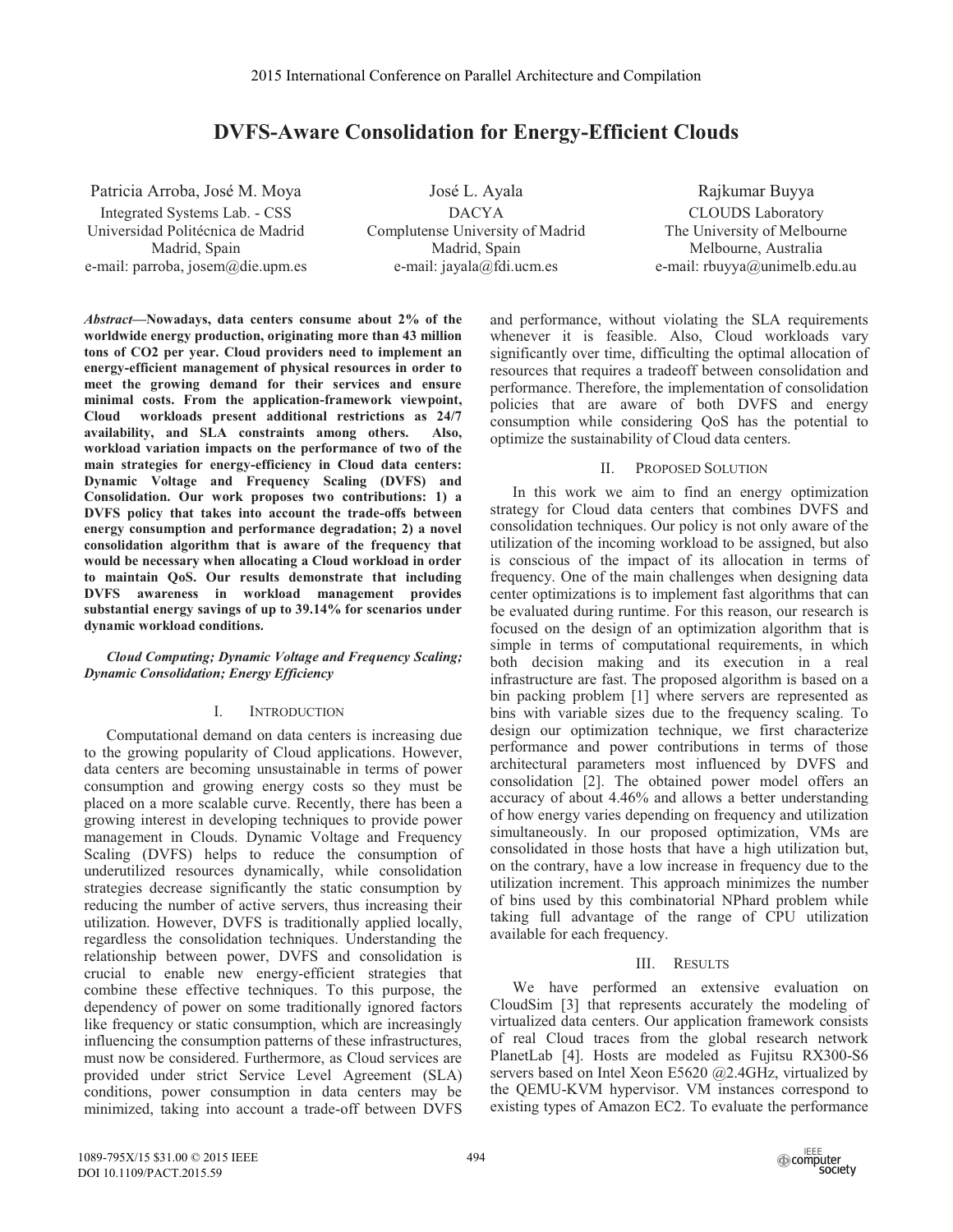# DVFS-Aware Consolidation for Energy-Efficient Clouds

Patricia Arroba, José M. Moya
Integrated Systems Lab. - CSS
Universidad Politécnica de Madrid
Madrid, Spain
e-mail: parroba, josem@die.upm.es

José L. Ayala
DACYA
Complutense University of Madrid
Madrid, Spain
e-mail: jayala@fdi.ucm.es

Rajkumar Buyya
CLOUDS Laboratory
The University of Melbourne
Melbourne, Australia
e-mail: rbuyya@unimelb.edu.au

***Abstract*—Nowadays, data centers consume about 2% of the worldwide energy production, originating more than 43 million tons of CO2 per year. Cloud providers need to implement an energy-efficient management of physical resources in order to meet the growing demand for their services and ensure minimal costs. From the application-framework viewpoint, Cloud workloads present additional restrictions as 24/7 availability, and SLA constraints among others. Also, workload variation impacts on the performance of two of the main strategies for energy-efficiency in Cloud data centers: Dynamic Voltage and Frequency Scaling (DVFS) and Consolidation. Our work proposes two contributions: 1) a DVFS policy that takes into account the trade-offs between energy consumption and performance degradation; 2) a novel consolidation algorithm that is aware of the frequency that would be necessary when allocating a Cloud workload in order to maintain QoS. Our results demonstrate that including DVFS awareness in workload management provides substantial energy savings of up to 39.14% for scenarios under dynamic workload conditions.**

***Cloud Computing; Dynamic Voltage and Frequency Scaling; Dynamic Consolidation; Energy Efficiency***

## I. Introduction

Computational demand on data centers is increasing due to the growing popularity of Cloud applications. However, data centers are becoming unsustainable in terms of power consumption and growing energy costs so they must be placed on a more scalable curve. Recently, there has been a growing interest in developing techniques to provide power management in Clouds. Dynamic Voltage and Frequency Scaling (DVFS) helps to reduce the consumption of underutilized resources dynamically, while consolidation strategies decrease significantly the static consumption by reducing the number of active servers, thus increasing their utilization. However, DVFS is traditionally applied locally, regardless the consolidation techniques. Understanding the relationship between power, DVFS and consolidation is crucial to enable new energy-efficient strategies that combine these effective techniques. To this purpose, the dependency of power on some traditionally ignored factors like frequency or static consumption, which are increasingly influencing the consumption patterns of these infrastructures, must now be considered. Furthermore, as Cloud services are provided under strict Service Level Agreement (SLA) conditions, power consumption in data centers may be minimized, taking into account a trade-off between DVFS and performance, without violating the SLA requirements whenever it is feasible. Also, Cloud workloads vary significantly over time, difficulting the optimal allocation of resources that requires a tradeoff between consolidation and performance. Therefore, the implementation of consolidation policies that are aware of both DVFS and energy consumption while considering QoS has the potential to optimize the sustainability of Cloud data centers.

## II. Proposed Solution

In this work we aim to find an energy optimization strategy for Cloud data centers that combines DVFS and consolidation techniques. Our policy is not only aware of the utilization of the incoming workload to be assigned, but also is conscious of the impact of its allocation in terms of frequency. One of the main challenges when designing data center optimizations is to implement fast algorithms that can be evaluated during runtime. For this reason, our research is focused on the design of an optimization algorithm that is simple in terms of computational requirements, in which both decision making and its execution in a real infrastructure are fast. The proposed algorithm is based on a bin packing problem [1] where servers are represented as bins with variable sizes due to the frequency scaling. To design our optimization technique, we first characterize performance and power contributions in terms of those architectural parameters most influenced by DVFS and consolidation [2]. The obtained power model offers an accuracy of about 4.46% and allows a better understanding of how energy varies depending on frequency and utilization simultaneously. In our proposed optimization, VMs are consolidated in those hosts that have a high utilization but, on the contrary, have a low increase in frequency due to the utilization increment. This approach minimizes the number of bins used by this combinatorial NPhard problem while taking full advantage of the range of CPU utilization available for each frequency.

## III. Results

We have performed an extensive evaluation on CloudSim [3] that represents accurately the modeling of virtualized data centers. Our application framework consists of real Cloud traces from the global research network PlanetLab [4]. Hosts are modeled as Fujitsu RX300-S6 servers based on Intel Xeon E5620 @2.4GHz, virtualized by the QEMU-KVM hypervisor. VM instances correspond to existing types of Amazon EC2. To evaluate the performance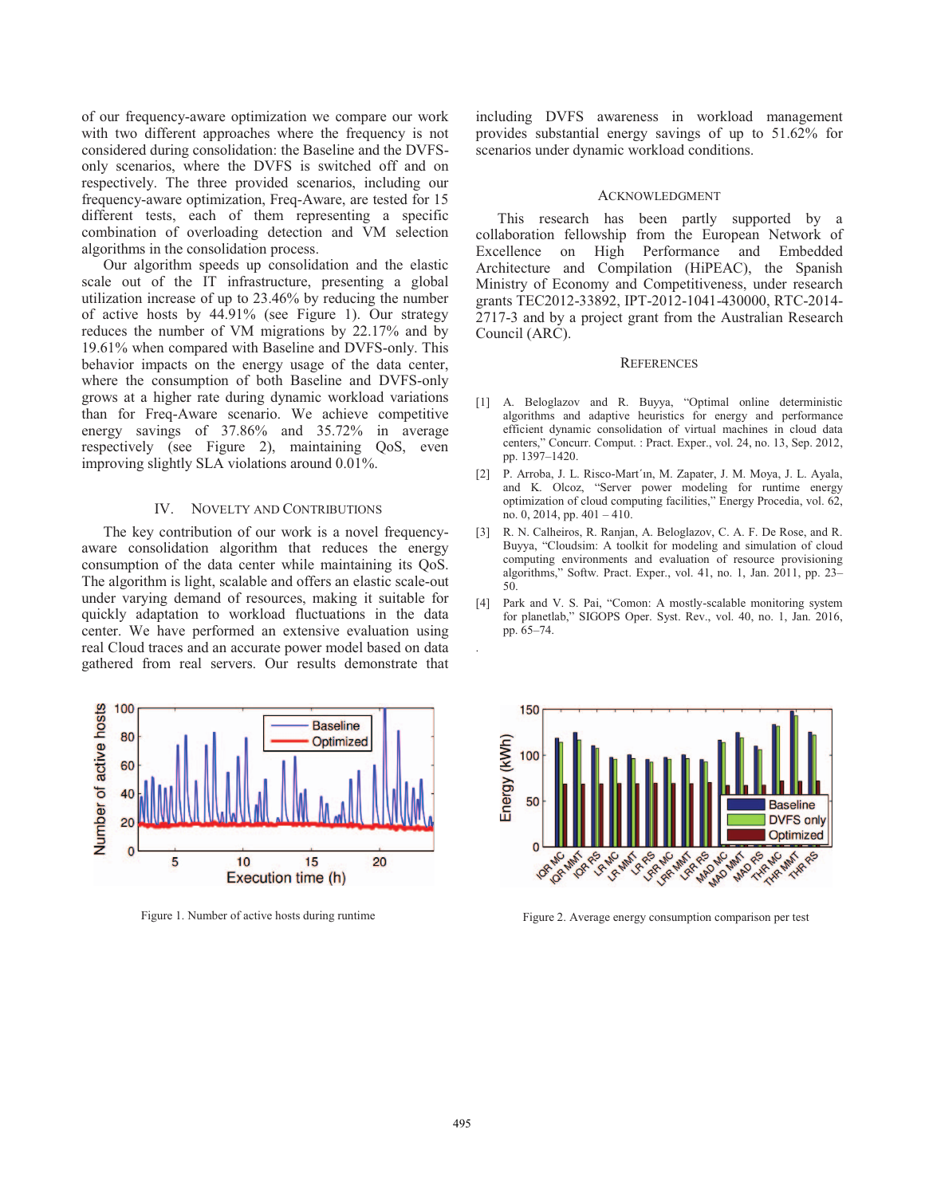of our frequency-aware optimization we compare our work with two different approaches where the frequency is not considered during consolidation: the Baseline and the DVFS-only scenarios, where the DVFS is switched off and on respectively. The three provided scenarios, including our frequency-aware optimization, Freq-Aware, are tested for 15 different tests, each of them representing a specific combination of overloading detection and VM selection algorithms in the consolidation process.

Our algorithm speeds up consolidation and the elastic scale out of the IT infrastructure, presenting a global utilization increase of up to 23.46% by reducing the number of active hosts by 44.91% (see Figure 1). Our strategy reduces the number of VM migrations by 22.17% and by 19.61% when compared with Baseline and DVFS-only. This behavior impacts on the energy usage of the data center, where the consumption of both Baseline and DVFS-only grows at a higher rate during dynamic workload variations than for Freq-Aware scenario. We achieve competitive energy savings of 37.86% and 35.72% in average respectively (see Figure 2), maintaining QoS, even improving slightly SLA violations around 0.01%.

## IV. Novelty and Contributions

The key contribution of our work is a novel frequency-aware consolidation algorithm that reduces the energy consumption of the data center while maintaining its QoS. The algorithm is light, scalable and offers an elastic scale-out under varying demand of resources, making it suitable for quickly adaptation to workload fluctuations in the data center. We have performed an extensive evaluation using real Cloud traces and an accurate power model based on data gathered from real servers. Our results demonstrate that including DVFS awareness in workload management provides substantial energy savings of up to 51.62% for scenarios under dynamic workload conditions.

## Acknowledgment

This research has been partly supported by a collaboration fellowship from the European Network of Excellence on High Performance and Embedded Architecture and Compilation (HiPEAC), the Spanish Ministry of Economy and Competitiveness, under research grants TEC2012-33892, IPT-2012-1041-430000, RTC-2014-2717-3 and by a project grant from the Australian Research Council (ARC).

## References

[1] A. Beloglazov and R. Buyya, "Optimal online deterministic algorithms and adaptive heuristics for energy and performance efficient dynamic consolidation of virtual machines in cloud data centers," Concurr. Comput. : Pract. Exper., vol. 24, no. 13, Sep. 2012, pp. 1397–1420.

[2] P. Arroba, J. L. Risco-Martín, M. Zapater, J. M. Moya, J. L. Ayala, and K. Olcoz, "Server power modeling for runtime energy optimization of cloud computing facilities," Energy Procedia, vol. 62, no. 0, 2014, pp. 401 – 410.

[3] R. N. Calheiros, R. Ranjan, A. Beloglazov, C. A. F. De Rose, and R. Buyya, "Cloudsim: A toolkit for modeling and simulation of cloud computing environments and evaluation of resource provisioning algorithms," Softw. Pract. Exper., vol. 41, no. 1, Jan. 2011, pp. 23–50.

[4] Park and V. S. Pai, "Comon: A mostly-scalable monitoring system for planetlab," SIGOPS Oper. Syst. Rev., vol. 40, no. 1, Jan. 2016, pp. 65–74.

Number of active hosts
100
80
60
40
20
0
5
10
15
20
Execution time (h)
Baseline
Optimized

Figure 1. Number of active hosts during runtime

Energy (kWh)
150
100
50
0
IQR MC
IQR MMT
IQR RS
LR MC
LR MMT
LR RS
LRR MC
LRR MMT
LRR RS
MAD MC
MAD MMT
MAD RS
THR MC
THR MMT
THR RS
Baseline
DVFS only
Optimized

Figure 2. Average energy consumption comparison per test